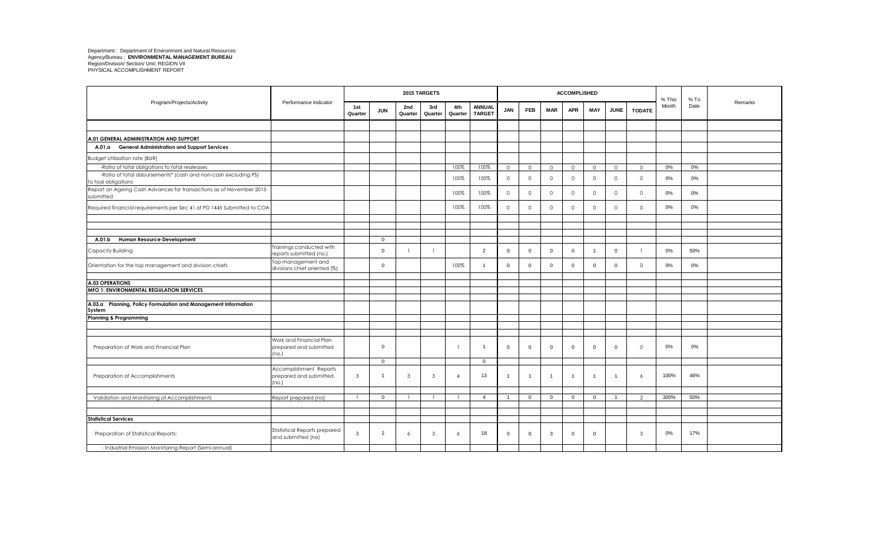Department : Department of Environment and Natural Resources
Agency/Bureau : **ENVIRONMENTAL MANAGEMENT BUREAU**
Region/Division/ Section/ Unit: REGION VII
PHYSICAL ACCOMPLISHMENT REPORT

| Program/Projects/Activity | Performance Indicator | 2015 TARGETS | | | | | | ACCOMPLISHED | | | | | | | % This Month | % To Date | Remarks |
|---|---|---|---|---|---|---|---|---|---|---|---|---|---|---|---|---|---|
| | | 1st Quarter | JUN | 2nd Quarter | 3rd Quarter | 4th Quarter | ANNUAL TARGET | JAN | FEB | MAR | APR | MAY | JUNE | TODATE | | | |
| | | | | | | | | | | | | | | | | | |
| **A.01 GENERAL ADMINISTRATION AND SUPPORT** | | | | | | | | | | | | | | | | | |
| **A.01.a General Administration and Support Services** | | | | | | | | | | | | | | | | | |
| Budget Utilization rate (BUR) | | | | | | | | | | | | | | | | | |
| -Ratio of total obligations to total realeases | | | | | | 100% | 100% | 0 | 0 | 0 | 0 | 0 | 0 | 0 | 0% | 0% | |
| -Ratio of total disbursements* (cash and non-cash excluding PS) to toal obligations | | | | | | 100% | 100% | 0 | 0 | 0 | 0 | 0 | 0 | 0 | 0% | 0% | |
| Report on Ageing Cash Advances for transactions as of November 2015 submitted | | | | | | 100% | 100% | 0 | 0 | 0 | 0 | 0 | 0 | 0 | 0% | 0% | |
| Required financial requirements per Sec 41 of PD 1445 Submitted to COA | | | | | | 100% | 100% | 0 | 0 | 0 | 0 | 0 | 0 | 0 | 0% | 0% | |
| | | | | | | | | | | | | | | | | | |
| **A.01.b Human Resource Development** | | | 0 | | | | | | | | | | | | | | |
| Capacity Building | Trainings conducted with reports submitted (no.) | | 0 | 1 | 1 | | 2 | 0 | 0 | 0 | 0 | 1 | 0 | 1 | 0% | 50% | |
| Orientation for the top management and division chiefs | Top management and divisions chief oriented (%) | | 0 | | | 100% | 1 | 0 | 0 | 0 | 0 | 0 | 0 | 0 | 0% | 0% | |
| | | | | | | | | | | | | | | | | | |
| **A.03 OPERATIONS** | | | | | | | | | | | | | | | | | |
| **MFO 1: ENVIRONMENTAL REGULATION SERVICES** | | | | | | | | | | | | | | | | | |
| **A.03.a Planning, Policy Formulation and Management Information System** | | | | | | | | | | | | | | | | | |
| **Planning & Programming** | | | | | | | | | | | | | | | | | |
| Preparation of Work and Financial Plan | Work and Financial Plan prepared and submitted (no.) | | 0 | | | 1 | 1 | 0 | 0 | 0 | 0 | 0 | 0 | 0 | 0% | 0% | |
| | | | 0 | | | | 0 | | | | | | | | | | |
| Preparation of Accomplishments | Accomplishment Reports prepared and submitted (no.) | 3 | 1 | 3 | 3 | 4 | 13 | 1 | 1 | 1 | 1 | 1 | 1 | 6 | 100% | 46% | |
| Validation and Monitoring of Accomplishments | Report prepared (no) | 1 | 0 | 1 | 1 | 1 | 4 | 1 | 0 | 0 | 0 | 0 | 1 | 2 | 300% | 50% | |
| | | | | | | | | | | | | | | | | | |
| **Statistical Services** | | | | | | | | | | | | | | | | | |
| Preparation of Statistical Reports: | Statistical Reports prepared and submitted (no) | 3 | 2 | 6 | 3 | 6 | 18 | 0 | 0 | 3 | 0 | 0 | | 3 | 0% | 17% | |
| - Industrial Emission Monitoring Report (Semi-annual) | | | | | | | | | | | | | | | | | |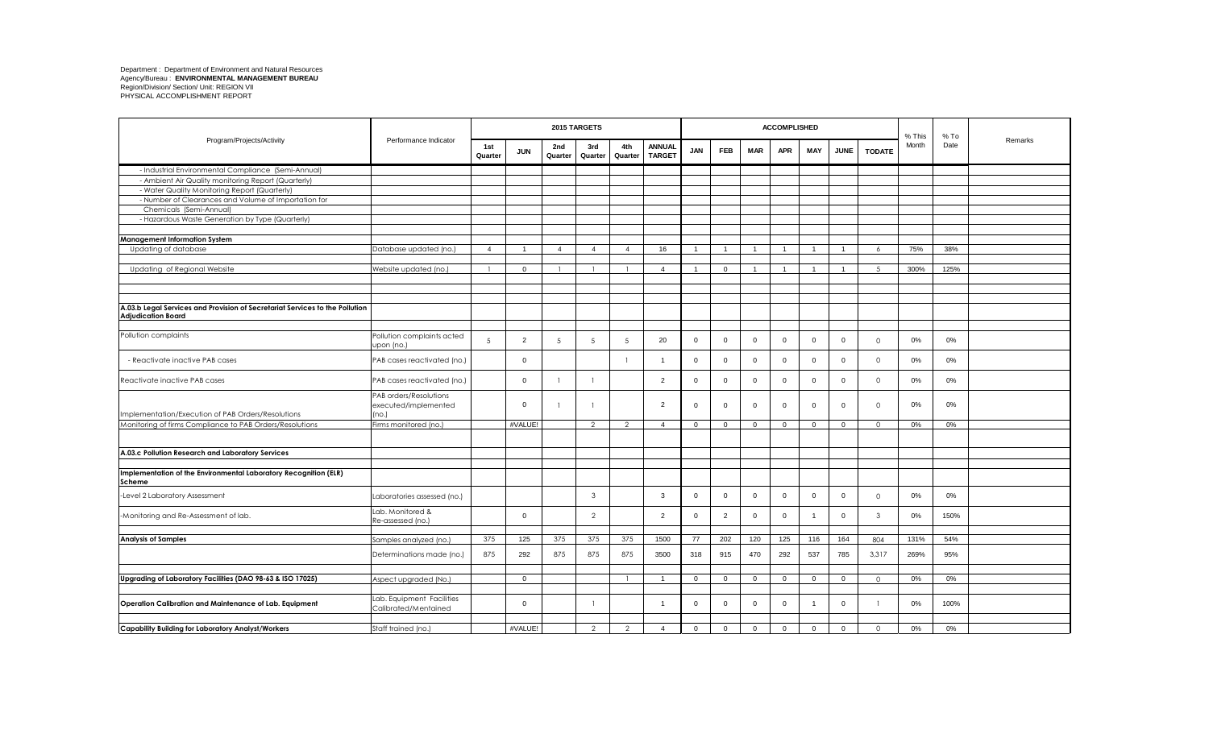Department : Department of Environment and Natural Resources
Agency/Bureau : **ENVIRONMENTAL MANAGEMENT BUREAU**
Region/Division/ Section/ Unit: REGION VII
PHYSICAL ACCOMPLISHMENT REPORT

| Program/Projects/Activity | Performance Indicator | 2015 TARGETS | | | | | | ACCOMPLISHED | | | | | | | % This Month | % To Date | Remarks |
|---|---|---|---|---|---|---|---|---|---|---|---|---|---|---|---|---|---|
| | | 1st Quarter | JUN | 2nd Quarter | 3rd Quarter | 4th Quarter | ANNUAL TARGET | JAN | FEB | MAR | APR | MAY | JUNE | TODATE | | | |
| - Industrial Environmental Compliance (Semi-Annual) | | | | | | | | | | | | | | | | | |
| - Ambient Air Quality monitoring Report (Quarterly) | | | | | | | | | | | | | | | | | |
| - Water Quality Monitoring Report (Quarterly) | | | | | | | | | | | | | | | | | |
| - Number of Clearances and Volume of Importation for Chemicals (Semi-Annual) | | | | | | | | | | | | | | | | | |
| - Hazardous Waste Generation by Type (Quarterly) | | | | | | | | | | | | | | | | | |
| **Management Information System** | | | | | | | | | | | | | | | | | |
| Updating of database | Database updated (no.) | 4 | 1 | 4 | 4 | 4 | 16 | 1 | 1 | 1 | 1 | 1 | 1 | 6 | 75% | 38% | |
| Updating of Regional Website | Website updated (no.) | 1 | 0 | 1 | 1 | 1 | 4 | 1 | 0 | 1 | 1 | 1 | 1 | 5 | 300% | 125% | |
| **A.03.b Legal Services and Provision of Secretariat Services to the Pollution Adjudication Board** | | | | | | | | | | | | | | | | | |
| Pollution complaints | Pollution complaints acted upon (no.) | 5 | 2 | 5 | 5 | 5 | 20 | 0 | 0 | 0 | 0 | 0 | 0 | 0 | 0% | 0% | |
| - Reactivate inactive PAB cases | PAB cases reactivated (no.) | | 0 | | | 1 | 1 | 0 | 0 | 0 | 0 | 0 | 0 | 0 | 0% | 0% | |
| Reactivate inactive PAB cases | PAB cases reactivated (no.) | | 0 | 1 | 1 | | 2 | 0 | 0 | 0 | 0 | 0 | 0 | 0 | 0% | 0% | |
| Implementation/Execution of PAB Orders/Resolutions | PAB orders/Resolutions executed/implemented (no.) | | 0 | 1 | 1 | | 2 | 0 | 0 | 0 | 0 | 0 | 0 | 0 | 0% | 0% | |
| Monitoring of firms Compliance to PAB Orders/Resolutions | Firms monitored (no.) | | #VALUE! | | 2 | 2 | 4 | 0 | 0 | 0 | 0 | 0 | 0 | 0 | 0% | 0% | |
| **A.03.c Pollution Research and Laboratory Services** | | | | | | | | | | | | | | | | | |
| **Implementation of the Environmental Laboratory Recognition (ELR) Scheme** | | | | | | | | | | | | | | | | | |
| -Level 2 Laboratory Assessment | Laboratories assessed (no.) | | | | 3 | | 3 | 0 | 0 | 0 | 0 | 0 | 0 | 0 | 0% | 0% | |
| -Monitoring and Re-Assessment of lab. | Lab. Monitored & Re-assessed (no.) | | 0 | | 2 | | 2 | 0 | 2 | 0 | 0 | 1 | 0 | 3 | 0% | 150% | |
| **Analysis of Samples** | Samples analyzed (no.) | 375 | 125 | 375 | 375 | 375 | 1500 | 77 | 202 | 120 | 125 | 116 | 164 | 804 | 131% | 54% | |
| | Determinations made (no.) | 875 | 292 | 875 | 875 | 875 | 3500 | 318 | 915 | 470 | 292 | 537 | 785 | 3,317 | 269% | 95% | |
| **Upgrading of Laboratory Facilities (DAO 98-63 & ISO 17025)** | Aspect upgraded (No.) | | 0 | | | 1 | 1 | 0 | 0 | 0 | 0 | 0 | 0 | 0 | 0% | 0% | |
| **Operation Calibration and Maintenance of Lab. Equipment** | Lab. Equipment Facilities Calibrated/Mentained | | 0 | | 1 | | 1 | 0 | 0 | 0 | 0 | 1 | 0 | 1 | 0% | 100% | |
| **Capability Building for Laboratory Analyst/Workers** | Staff trained (no.) | | #VALUE! | | 2 | 2 | 4 | 0 | 0 | 0 | 0 | 0 | 0 | 0 | 0% | 0% | |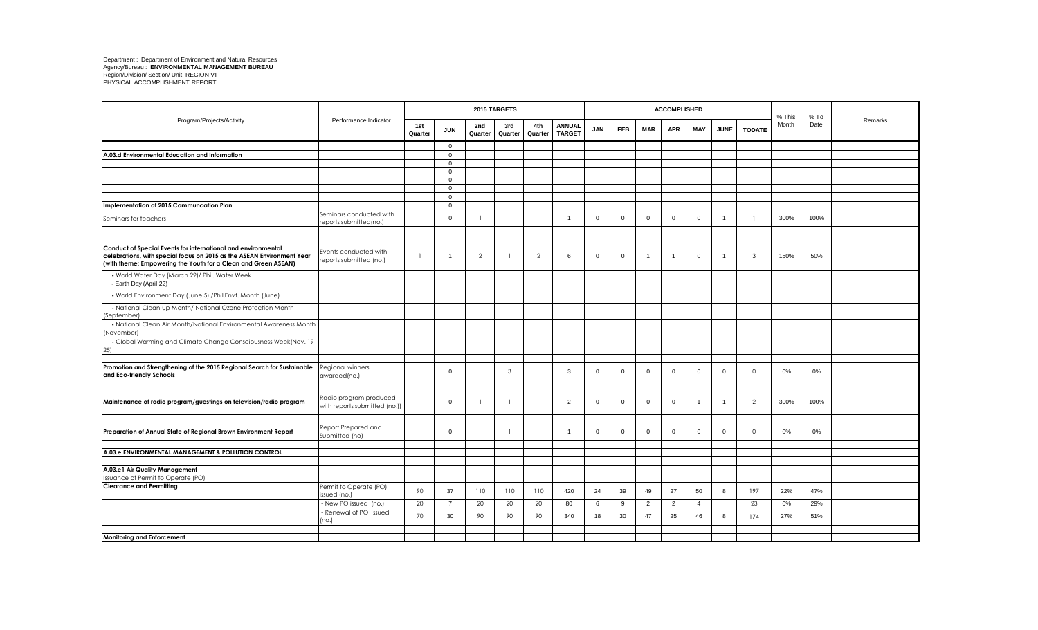Department : Department of Environment and Natural Resources
Agency/Bureau : **ENVIRONMENTAL MANAGEMENT BUREAU**
Region/Division/ Section/ Unit: REGION VII
PHYSICAL ACCOMPLISHMENT REPORT

| Program/Projects/Activity | Performance Indicator | 2015 TARGETS | | | | | | ACCOMPLISHED | | | | | | | % This Month | % To Date | Remarks |
|---|---|---|---|---|---|---|---|---|---|---|---|---|---|---|---|---|---|
| | | 1st Quarter | JUN | 2nd Quarter | 3rd Quarter | 4th Quarter | ANNUAL TARGET | JAN | FEB | MAR | APR | MAY | JUNE | TODATE | | | |
| | | | 0 | | | | | | | | | | | | | | |
| **A.03.d Environmental Education and Information** | | | 0 | | | | | | | | | | | | | | |
| | | | 0 | | | | | | | | | | | | | | |
| | | | 0 | | | | | | | | | | | | | | |
| | | | 0 | | | | | | | | | | | | | | |
| | | | 0 | | | | | | | | | | | | | | |
| | | | 0 | | | | | | | | | | | | | | |
| **Implementation of 2015 Communcation Plan** | | | 0 | | | | | | | | | | | | | | |
| Seminars for teachers | Seminars conducted with reports submitted(no.) | | 0 | 1 | | | 1 | 0 | 0 | 0 | 0 | 0 | 1 | 1 | 300% | 100% | |
| **Conduct of Special Events for international and environmental celebrations, with special focus on 2015 as the ASEAN Environment Year (with theme: Empowering the Youth for a Clean and Green ASEAN)** | Events conducted with reports submitted (no.) | 1 | 1 | 2 | 1 | 2 | 6 | 0 | 0 | 1 | 1 | 0 | 1 | 3 | 150% | 50% | |
| • World Water Day (March 22)/ Phil. Water Week | | | | | | | | | | | | | | | | | |
| - Earth Day (April 22) | | | | | | | | | | | | | | | | | |
| • World Environment Day (June 5) /Phil.Envt. Month (June) | | | | | | | | | | | | | | | | | |
| • National Clean-up Month/ National Ozone Protection Month (September) | | | | | | | | | | | | | | | | | |
| • National Clean Air Month/National Environmental Awareness Month (November) | | | | | | | | | | | | | | | | | |
| • Global Warming and Climate Change Consciousness Week(Nov. 19-25) | | | | | | | | | | | | | | | | | |
| **Promotion and Strengthening of the 2015 Regional Search for Sustainable and Eco-friendly Schools** | Regional winners awarded(no.) | | 0 | | 3 | | 3 | 0 | 0 | 0 | 0 | 0 | 0 | 0 | 0% | 0% | |
| **Maintenance of radio program/guestings on television/radio program** | Radio program produced with reports submitted (no.)) | | 0 | 1 | 1 | | 2 | 0 | 0 | 0 | 0 | 1 | 1 | 2 | 300% | 100% | |
| **Preparation of Annual State of Regional Brown Environment Report** | Report Prepared and Submitted (no) | | 0 | | 1 | | 1 | 0 | 0 | 0 | 0 | 0 | 0 | 0 | 0% | 0% | |
| **A.03.e ENVIRONMENTAL MANAGEMENT & POLLUTION CONTROL** | | | | | | | | | | | | | | | | | |
| **A.03.e1 Air Quality Management** | | | | | | | | | | | | | | | | | |
| Issuance of Permit to Operate (PO) | | | | | | | | | | | | | | | | | |
| **Clearance and Permitting** | Permit to Operate (PO) issued (no.) | 90 | 37 | 110 | 110 | 110 | 420 | 24 | 39 | 49 | 27 | 50 | 8 | 197 | 22% | 47% | |
| | - New PO issued (no.) | 20 | 7 | 20 | 20 | 20 | 80 | 6 | 9 | 2 | 2 | 4 | | 23 | 0% | 29% | |
| | - Renewal of PO issued (no.) | 70 | 30 | 90 | 90 | 90 | 340 | 18 | 30 | 47 | 25 | 46 | 8 | 174 | 27% | 51% | |
| **Monitoring and Enforcement** | | | | | | | | | | | | | | | | | |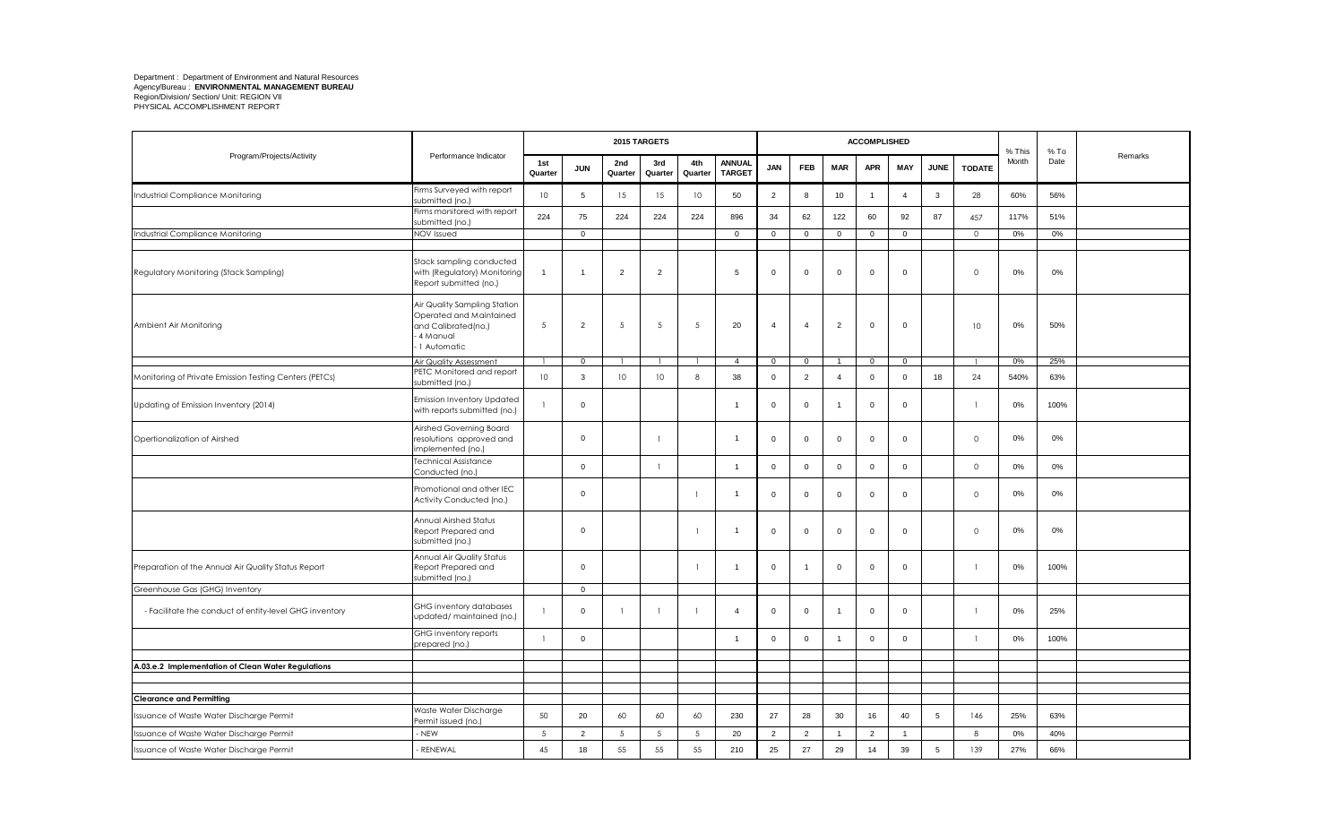Department : Department of Environment and Natural Resources
Agency/Bureau : **ENVIRONMENTAL MANAGEMENT BUREAU**
Region/Division/ Section/ Unit: REGION VII
PHYSICAL ACCOMPLISHMENT REPORT

| Program/Projects/Activity | Performance Indicator | 2015 TARGETS | | | | | | ACCOMPLISHED | | | | | | | % This Month | % To Date | Remarks |
|---|---|---|---|---|---|---|---|---|---|---|---|---|---|---|---|---|---|
| | | 1st Quarter | JUN | 2nd Quarter | 3rd Quarter | 4th Quarter | ANNUAL TARGET | JAN | FEB | MAR | APR | MAY | JUNE | TODATE | | | |
| Industrial Compliance Monitoring | Firms Surveyed with report submitted (no.) | 10 | 5 | 15 | 15 | 10 | 50 | 2 | 8 | 10 | 1 | 4 | 3 | 28 | 60% | 56% | |
| | Firms monitored with report submitted (no.) | 224 | 75 | 224 | 224 | 224 | 896 | 34 | 62 | 122 | 60 | 92 | 87 | 457 | 117% | 51% | |
| Industrial Compliance Monitoring | NOV Issued | | 0 | | | | 0 | 0 | 0 | 0 | 0 | 0 | | 0 | 0% | 0% | |
| | | | | | | | | | | | | | | | | | |
| Regulatory Monitoring (Stack Sampling) | Stack sampling conducted with (Regulatory) Monitoring Report submitted (no.) | 1 | 1 | 2 | 2 | | 5 | 0 | 0 | 0 | 0 | 0 | | 0 | 0% | 0% | |
| Ambient Air Monitoring | Air Quality Sampling Station Operated and Maintained and Calibrated(no.) - 4 Manual - 1 Automatic | 5 | 2 | 5 | 5 | 5 | 20 | 4 | 4 | 2 | 0 | 0 | | 10 | 0% | 50% | |
| | Air Quality Assessment | 1 | 0 | 1 | 1 | 1 | 4 | 0 | 0 | 1 | 0 | 0 | | 1 | 0% | 25% | |
| Monitoring of Private Emission Testing Centers (PETCs) | PETC Monitored and report submitted (no.) | 10 | 3 | 10 | 10 | 8 | 38 | 0 | 2 | 4 | 0 | 0 | 18 | 24 | 540% | 63% | |
| Updating of Emission Inventory (2014) | Emission Inventory Updated with reports submitted (no.) | 1 | 0 | | | | 1 | 0 | 0 | 1 | 0 | 0 | | 1 | 0% | 100% | |
| Opertionalization of Airshed | Airshed Governing Board resolutions approved and implemented (no.) | | 0 | | 1 | | 1 | 0 | 0 | 0 | 0 | 0 | | 0 | 0% | 0% | |
| | Technical Assistance Conducted (no.) | | 0 | | 1 | | 1 | 0 | 0 | 0 | 0 | 0 | | 0 | 0% | 0% | |
| | Promotional and other IEC Activity Conducted (no.) | | 0 | | | 1 | 1 | 0 | 0 | 0 | 0 | 0 | | 0 | 0% | 0% | |
| | Annual Airshed Status Report Prepared and submitted (no.) | | 0 | | | 1 | 1 | 0 | 0 | 0 | 0 | 0 | | 0 | 0% | 0% | |
| Preparation of the Annual Air Quality Status Report | Annual Air Quality Status Report Prepared and submitted (no.) | | 0 | | | 1 | 1 | 0 | 1 | 0 | 0 | 0 | | 1 | 0% | 100% | |
| Greenhouse Gas (GHG) Inventory | | | 0 | | | | | | | | | | | | | | |
| - Facilitate the conduct of entity-level GHG inventory | GHG inventory databases updated/ maintained (no.) | 1 | 0 | 1 | 1 | 1 | 4 | 0 | 0 | 1 | 0 | 0 | | 1 | 0% | 25% | |
| | GHG inventory reports prepared (no.) | 1 | 0 | | | | 1 | 0 | 0 | 1 | 0 | 0 | | 1 | 0% | 100% | |
| | | | | | | | | | | | | | | | | | |
| **A.03.e.2 Implementation of Clean Water Regulations** | | | | | | | | | | | | | | | | | |
| | | | | | | | | | | | | | | | | | |
| **Clearance and Permitting** | | | | | | | | | | | | | | | | | |
| Issuance of Waste Water Discharge Permit | Waste Water Discharge Permit issued (no.) | 50 | 20 | 60 | 60 | 60 | 230 | 27 | 28 | 30 | 16 | 40 | 5 | 146 | 25% | 63% | |
| Issuance of Waste Water Discharge Permit | - NEW | 5 | 2 | 5 | 5 | 5 | 20 | 2 | 2 | 1 | 2 | 1 | | 8 | 0% | 40% | |
| Issuance of Waste Water Discharge Permit | - RENEWAL | 45 | 18 | 55 | 55 | 55 | 210 | 25 | 27 | 29 | 14 | 39 | 5 | 139 | 27% | 66% | |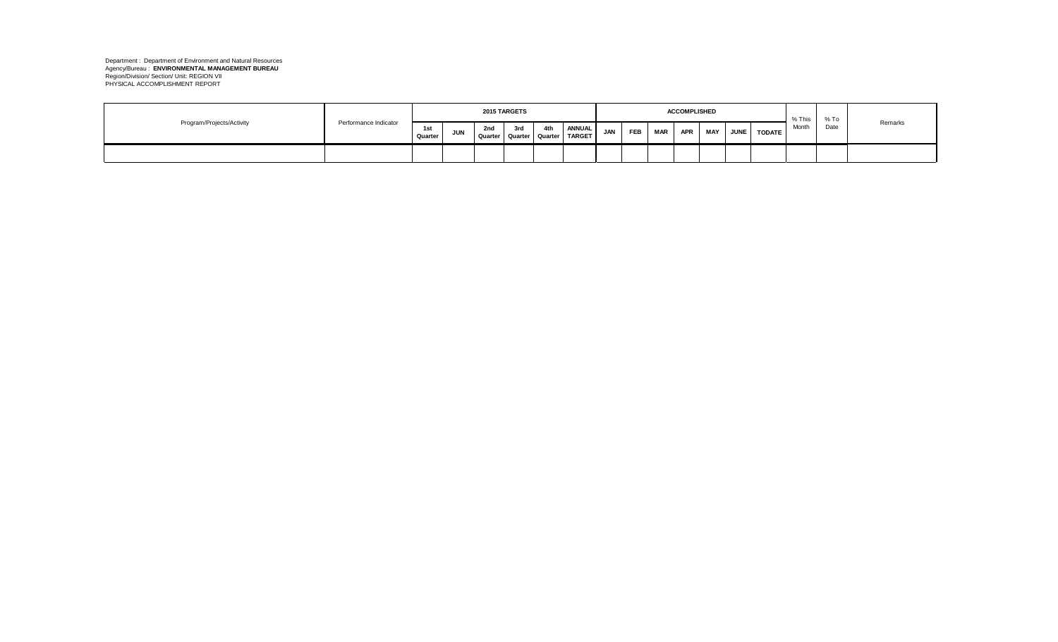Department : Department of Environment and Natural Resources
Agency/Bureau : **ENVIRONMENTAL MANAGEMENT BUREAU**
Region/Division/ Section/ Unit: REGION VII
PHYSICAL ACCOMPLISHMENT REPORT

| Program/Projects/Activity | Performance Indicator | 2015 TARGETS | | | | | | ACCOMPLISHED | | | | | | | % This Month | % To Date | Remarks |
|---|---|---|---|---|---|---|---|---|---|---|---|---|---|---|---|---|---|
| | | 1st Quarter | JUN | 2nd Quarter | 3rd Quarter | 4th Quarter | ANNUAL TARGET | JAN | FEB | MAR | APR | MAY | JUNE | TODATE | | | |
| | | | | | | | | | | | | | | | | | |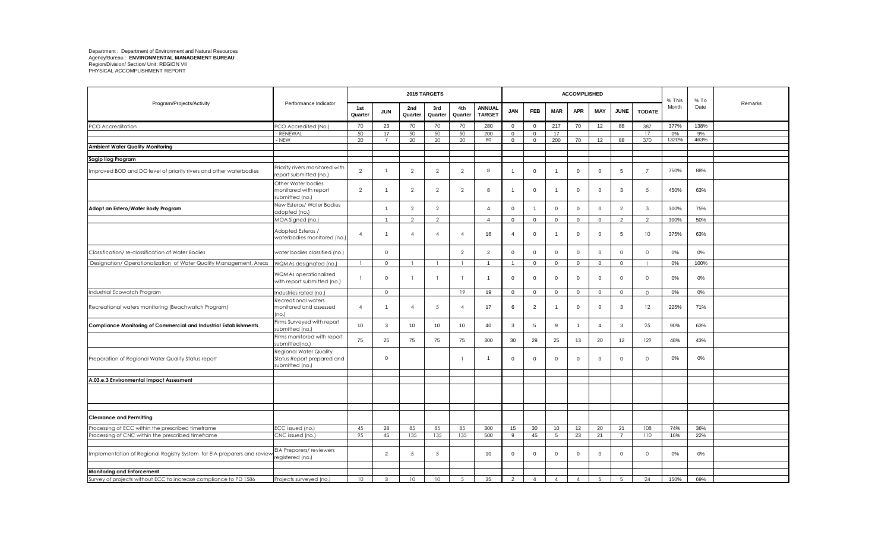Department : Department of Environment and Natural Resources
Agency/Bureau : **ENVIRONMENTAL MANAGEMENT BUREAU**
Region/Division/ Section/ Unit: REGION VII
PHYSICAL ACCOMPLISHMENT REPORT

| Program/Projects/Activity | Performance Indicator | 2015 TARGETS | | | | | | ACCOMPLISHED | | | | | | | % This Month | % To Date | Remarks |
|---|---|---|---|---|---|---|---|---|---|---|---|---|---|---|---|---|---|
| | | 1st Quarter | JUN | 2nd Quarter | 3rd Quarter | 4th Quarter | ANNUAL TARGET | JAN | FEB | MAR | APR | MAY | JUNE | TODATE | | | |
| PCO Accreditation | PCO Accredited (No.) | 70 | 23 | 70 | 70 | 70 | 280 | 0 | 0 | 217 | 70 | 12 | 88 | 387 | 377% | 138% | |
| | - RENEWAL | 50 | 17 | 50 | 50 | 50 | 200 | 0 | 0 | 17 | | | | 17 | 0% | 9% | |
| | - NEW | 20 | 7 | 20 | 20 | 20 | 80 | 0 | 0 | 200 | 70 | 12 | 88 | 370 | 1320% | 463% | |
| **Ambient Water Quality Monitoring** | | | | | | | | | | | | | | | | | |
| | | | | | | | | | | | | | | | | | |
| **Sagip Ilog Program** | | | | | | | | | | | | | | | | | |
| Improved BOD and DO level of priority rivers and other waterbodies | Priority rivers monitored with report submitted (no.) | 2 | 1 | 2 | 2 | 2 | 8 | 1 | 0 | 1 | 0 | 0 | 5 | 7 | 750% | 88% | |
| | Other Water bodies monitored with report submitted (no.) | 2 | 1 | 2 | 2 | 2 | 8 | 1 | 0 | 1 | 0 | 0 | 3 | 5 | 450% | 63% | |
| **Adopt an Estero/Water Body Program** | New Esteros/ Water Bodies adopted (no.) | | 1 | 2 | 2 | | 4 | 0 | 1 | 0 | 0 | 0 | 2 | 3 | 300% | 75% | |
| | MOA Signed (no.) | | 1 | 2 | 2 | | 4 | 0 | 0 | 0 | 0 | 0 | 2 | 2 | 300% | 50% | |
| | Adopted Esteros / waterbodies monitored (no.) | 4 | 1 | 4 | 4 | 4 | 16 | 4 | 0 | 1 | 0 | 0 | 5 | 10 | 375% | 63% | |
| Classification/ re-classification of Water Bodies | water bodies classified (no.) | | 0 | | | 2 | 2 | 0 | 0 | 0 | 0 | 0 | 0 | 0 | 0% | 0% | |
| Designation/ Operationalization of Water Quality Management. Areas | WQMAs designated (no.) | 1 | 0 | 1 | 1 | 1 | 1 | 1 | 0 | 0 | 0 | 0 | 0 | 1 | 0% | 100% | |
| | WQMAs operationalized with report submitted (no.) | 1 | 0 | 1 | 1 | 1 | 1 | 0 | 0 | 0 | 0 | 0 | 0 | 0 | 0% | 0% | |
| Industrial Ecowatch Program | Industries rated (no.) | | 0 | | | 19 | 19 | 0 | 0 | 0 | 0 | 0 | 0 | 0 | 0% | 0% | |
| Recreational waters monitoring (Beachwatch Program) | Recreational waters monitored and assessed (no.) | 4 | 1 | 4 | 5 | 4 | 17 | 6 | 2 | 1 | 0 | 0 | 3 | 12 | 225% | 71% | |
| **Compliance Monitoring of Commercial and Industrial Establishments** | Firms Surveyed with report submitted (no.) | 10 | 3 | 10 | 10 | 10 | 40 | 3 | 5 | 9 | 1 | 4 | 3 | 25 | 90% | 63% | |
| | Firms monitored with report submitted(no.) | 75 | 25 | 75 | 75 | 75 | 300 | 30 | 29 | 25 | 13 | 20 | 12 | 129 | 48% | 43% | |
| Preparation of Regional Water Quality Status report | Regional Water Quality Status Report prepared and submitted (no.) | | 0 | | | 1 | 1 | 0 | 0 | 0 | 0 | 0 | 0 | 0 | 0% | 0% | |
| | | | | | | | | | | | | | | | | | |
| **A.03.e.3 Environmental Impact Assesment** | | | | | | | | | | | | | | | | | |
| | | | | | | | | | | | | | | | | | |
| | | | | | | | | | | | | | | | | | |
| **Clearance and Permitting** | | | | | | | | | | | | | | | | | |
| Processing of ECC within the prescribed timeframe | ECC issued (no.) | 45 | 28 | 85 | 85 | 85 | 300 | 15 | 30 | 10 | 12 | 20 | 21 | 108 | 74% | 36% | |
| Processing of CNC within the prescribed timeframe | CNC issued (no.) | 95 | 45 | 135 | 135 | 135 | 500 | 9 | 45 | 5 | 23 | 21 | 7 | 110 | 16% | 22% | |
| | | | | | | | | | | | | | | | | | |
| Implementation of Regional Registry System for EIA preparers and reviewers | EIA Preparers/ reviewers registered (no.) | | 2 | 5 | 5 | | 10 | 0 | 0 | 0 | 0 | 0 | 0 | 0 | 0% | 0% | |
| | | | | | | | | | | | | | | | | | |
| **Monitoring and Enforcement** | | | | | | | | | | | | | | | | | |
| Survey of projects without ECC to increase compliance to PD 1586 | Projects surveyed (no.) | 10 | 3 | 10 | 10 | 5 | 35 | 2 | 4 | 4 | 4 | 5 | 5 | 24 | 150% | 69% | |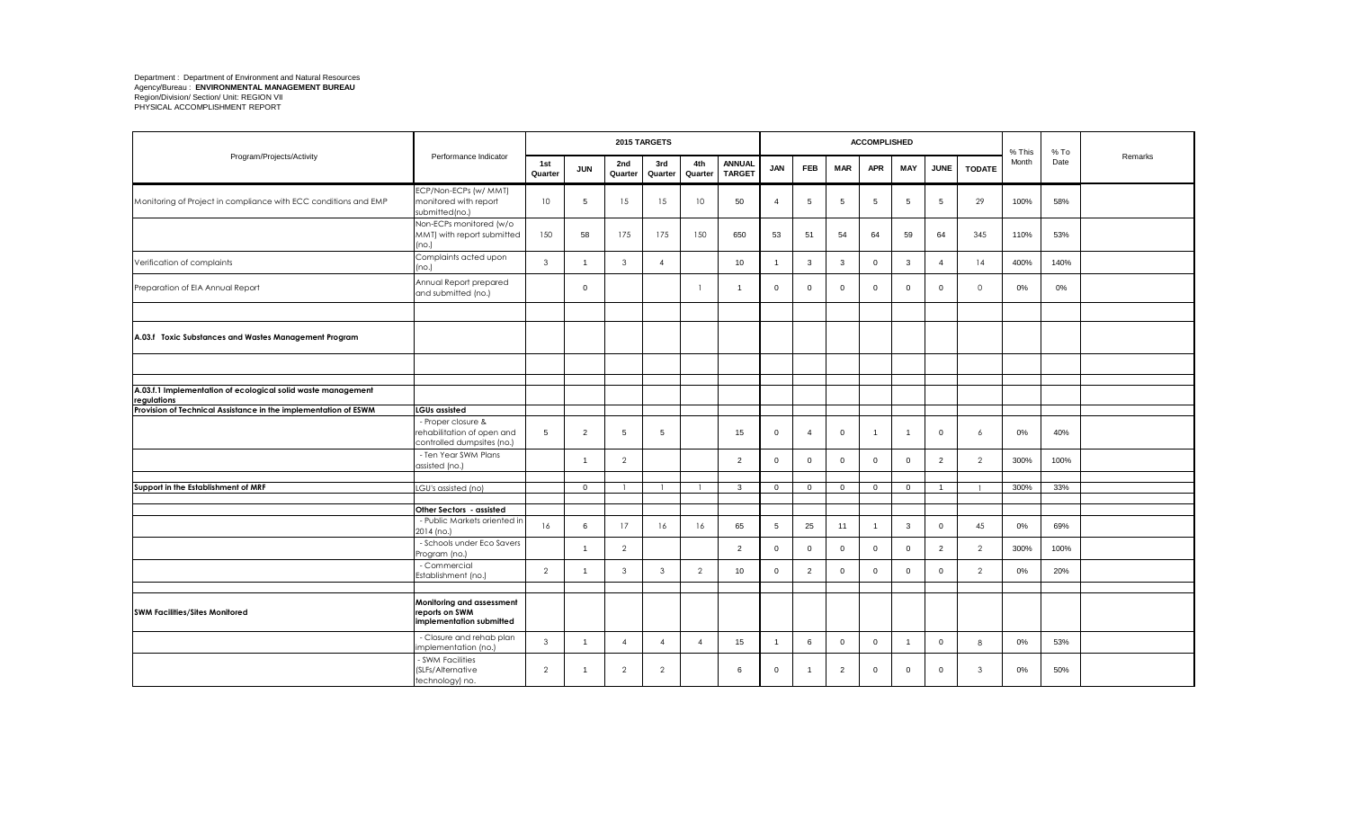Department : Department of Environment and Natural Resources
Agency/Bureau : **ENVIRONMENTAL MANAGEMENT BUREAU**
Region/Division/ Section/ Unit: REGION VII
PHYSICAL ACCOMPLISHMENT REPORT

| Program/Projects/Activity | Performance Indicator | 2015 TARGETS | | | | | | ACCOMPLISHED | | | | | | | % This Month | % To Date | Remarks |
|---|---|---|---|---|---|---|---|---|---|---|---|---|---|---|---|---|---|
| | | 1st Quarter | JUN | 2nd Quarter | 3rd Quarter | 4th Quarter | ANNUAL TARGET | JAN | FEB | MAR | APR | MAY | JUNE | TODATE | | | |
| Monitoring of Project in compliance with ECC conditions and EMP | ECP/Non-ECPs (w/ MMT) monitored with report submitted(no.) | 10 | 5 | 15 | 15 | 10 | 50 | 4 | 5 | 5 | 5 | 5 | 5 | 29 | 100% | 58% | |
| | Non-ECPs monitored (w/o MMT) with report submitted (no.) | 150 | 58 | 175 | 175 | 150 | 650 | 53 | 51 | 54 | 64 | 59 | 64 | 345 | 110% | 53% | |
| Verification of complaints | Complaints acted upon (no.) | 3 | 1 | 3 | 4 | | 10 | 1 | 3 | 3 | 0 | 3 | 4 | 14 | 400% | 140% | |
| Preparation of EIA Annual Report | Annual Report prepared and submitted (no.) | | 0 | | | 1 | 1 | 0 | 0 | 0 | 0 | 0 | 0 | 0 | 0% | 0% | |
| | | | | | | | | | | | | | | | | | |
| **A.03.f Toxic Substances and Wastes Management Program** | | | | | | | | | | | | | | | | | |
| | | | | | | | | | | | | | | | | | |
| **A.03.f.1 Implementation of ecological solid waste management regulations** | | | | | | | | | | | | | | | | | |
| **Provision of Technical Assistance in the implementation of ESWM** | **LGUs assisted** | | | | | | | | | | | | | | | | |
| | - Proper closure & rehabilitation of open and controlled dumpsites (no.) | 5 | 2 | 5 | 5 | | 15 | 0 | 4 | 0 | 1 | 1 | 0 | 6 | 0% | 40% | |
| | - Ten Year SWM Plans assisted (no.) | | 1 | 2 | | | 2 | 0 | 0 | 0 | 0 | 0 | 2 | 2 | 300% | 100% | |
| | | | | | | | | | | | | | | | | | |
| **Support in the Establishment of MRF** | LGU's assisted (no) | | 0 | 1 | 1 | 1 | 3 | 0 | 0 | 0 | 0 | 0 | 1 | 1 | 300% | 33% | |
| | | | | | | | | | | | | | | | | | |
| | **Other Sectors - assisted** | | | | | | | | | | | | | | | | |
| | - Public Markets oriented in 2014 (no.) | 16 | 6 | 17 | 16 | 16 | 65 | 5 | 25 | 11 | 1 | 3 | 0 | 45 | 0% | 69% | |
| | - Schools under Eco Savers Program (no.) | | 1 | 2 | | | 2 | 0 | 0 | 0 | 0 | 0 | 2 | 2 | 300% | 100% | |
| | - Commercial Establishment (no.) | 2 | 1 | 3 | 3 | 2 | 10 | 0 | 2 | 0 | 0 | 0 | 0 | 2 | 0% | 20% | |
| | | | | | | | | | | | | | | | | | |
| **SWM Facilities/Sites Monitored** | **Monitoring and assessment reports on SWM implementation submitted** | | | | | | | | | | | | | | | | |
| | - Closure and rehab plan implementation (no.) | 3 | 1 | 4 | 4 | 4 | 15 | 1 | 6 | 0 | 0 | 1 | 0 | 8 | 0% | 53% | |
| | - SWM Facilities (SLFs/Alternative technology) no. | 2 | 1 | 2 | 2 | | 6 | 0 | 1 | 2 | 0 | 0 | 0 | 3 | 0% | 50% | |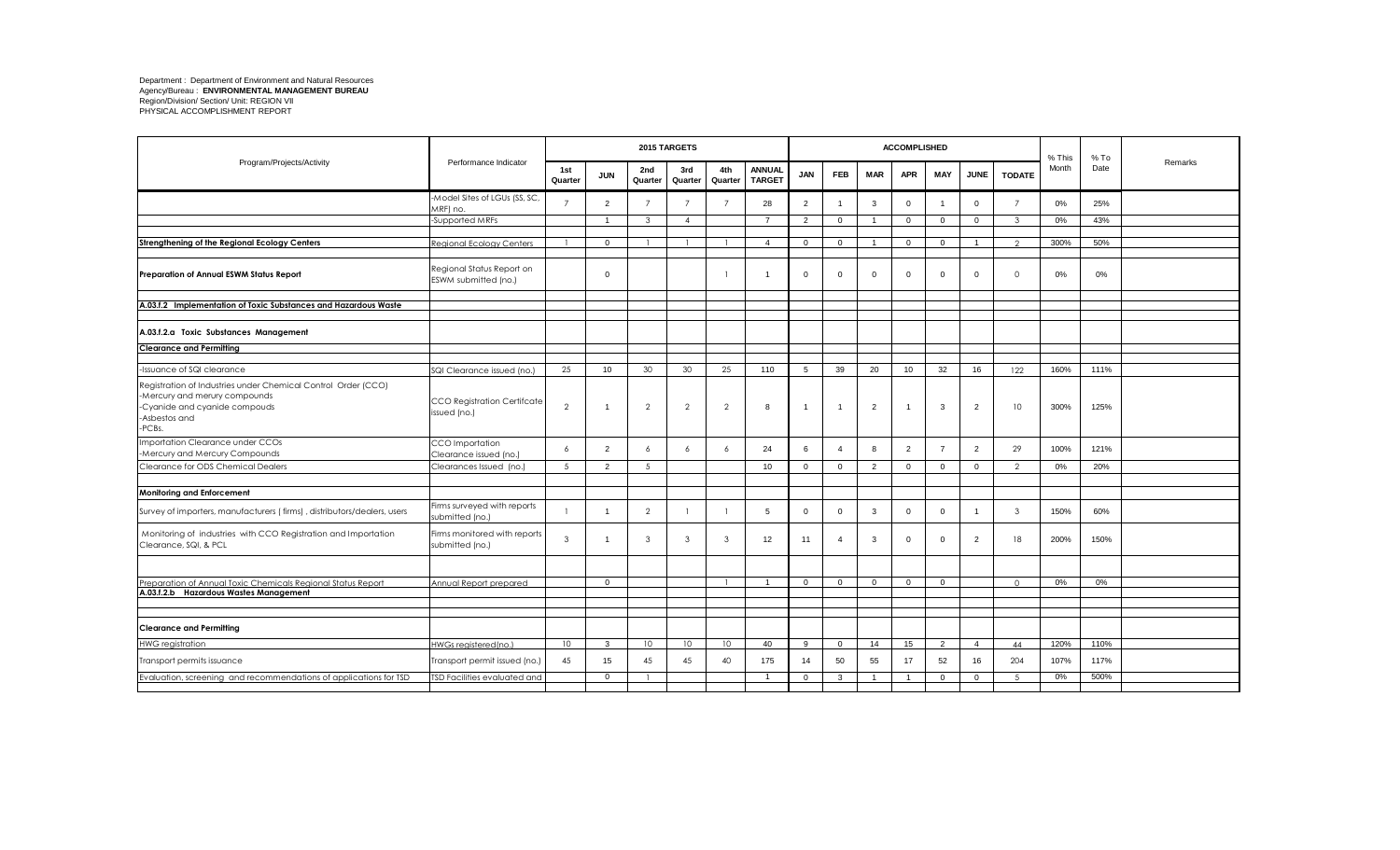Department : Department of Environment and Natural Resources
Agency/Bureau : **ENVIRONMENTAL MANAGEMENT BUREAU**
Region/Division/ Section/ Unit: REGION VII
PHYSICAL ACCOMPLISHMENT REPORT

| Program/Projects/Activity | Performance Indicator | 2015 TARGETS | | | | | | ACCOMPLISHED | | | | | | | % This Month | % To Date | Remarks |
|---|---|---|---|---|---|---|---|---|---|---|---|---|---|---|---|---|---|
| | | 1st Quarter | JUN | 2nd Quarter | 3rd Quarter | 4th Quarter | ANNUAL TARGET | JAN | FEB | MAR | APR | MAY | JUNE | TODATE | | | |
| | -Model Sites of LGUs (SS, SC, MRF) no. | 7 | 2 | 7 | 7 | 7 | 28 | 2 | 1 | 3 | 0 | 1 | 0 | 7 | 0% | 25% | |
| | -Supported MRFs | | 1 | 3 | 4 | | 7 | 2 | 0 | 1 | 0 | 0 | 0 | 3 | 0% | 43% | |
| **Strengthening of the Regional Ecology Centers** | Regional Ecology Centers | 1 | 0 | 1 | 1 | 1 | 4 | 0 | 0 | 1 | 0 | 0 | 1 | 2 | 300% | 50% | |
| **Preparation of Annual ESWM Status Report** | Regional Status Report on ESWM submitted (no.) | | 0 | | | 1 | 1 | 0 | 0 | 0 | 0 | 0 | 0 | 0 | 0% | 0% | |
| **A.03.f.2 Implementation of Toxic Substances and Hazardous Waste** | | | | | | | | | | | | | | | | | |
| **A.03.f.2.a Toxic Substances Management** | | | | | | | | | | | | | | | | | |
| **Clearance and Permitting** | | | | | | | | | | | | | | | | | |
| -Issuance of SQI clearance | SQI Clearance issued (no.) | 25 | 10 | 30 | 30 | 25 | 110 | 5 | 39 | 20 | 10 | 32 | 16 | 122 | 160% | 111% | |
| Registration of Industries under Chemical Control Order (CCO) -Mercury and merury compounds -Cyanide and cyanide compouds -Asbestos and -PCBs. | CCO Registration Certifcate issued (no.) | 2 | 1 | 2 | 2 | 2 | 8 | 1 | 1 | 2 | 1 | 3 | 2 | 10 | 300% | 125% | |
| Importation Clearance under CCOs -Mercury and Mercury Compounds | CCO Importation Clearance issued (no.) | 6 | 2 | 6 | 6 | 6 | 24 | 6 | 4 | 8 | 2 | 7 | 2 | 29 | 100% | 121% | |
| Clearance for ODS Chemical Dealers | Clearances Issued (no.) | 5 | 2 | 5 | | | 10 | 0 | 0 | 2 | 0 | 0 | 0 | 2 | 0% | 20% | |
| **Monitoring and Enforcement** | | | | | | | | | | | | | | | | | |
| Survey of importers, manufacturers ( firms) , distributors/dealers, users | Firms surveyed with reports submitted (no.) | 1 | 1 | 2 | 1 | 1 | 5 | 0 | 0 | 3 | 0 | 0 | 1 | 3 | 150% | 60% | |
| Monitoring of industries with CCO Registration and Importation Clearance, SQI, & PCL | Firms monitored with reports submitted (no.) | 3 | 1 | 3 | 3 | 3 | 12 | 11 | 4 | 3 | 0 | 0 | 2 | 18 | 200% | 150% | |
| Preparation of Annual Toxic Chemicals Regional Status Report | Annual Report prepared | | 0 | | | 1 | 1 | 0 | 0 | 0 | 0 | 0 | | 0 | 0% | 0% | |
| **A.03.f.2.b Hazardous Wastes Management** | | | | | | | | | | | | | | | | | |
| **Clearance and Permitting** | | | | | | | | | | | | | | | | | |
| HWG registration | HWGs registered(no.) | 10 | 3 | 10 | 10 | 10 | 40 | 9 | 0 | 14 | 15 | 2 | 4 | 44 | 120% | 110% | |
| Transport permits issuance | Transport permit issued (no.) | 45 | 15 | 45 | 45 | 40 | 175 | 14 | 50 | 55 | 17 | 52 | 16 | 204 | 107% | 117% | |
| Evaluation, screening and recommendations of applications for TSD | TSD Facilities evaluated and | | 0 | 1 | | | 1 | 0 | 3 | 1 | 1 | 0 | 0 | 5 | 0% | 500% | |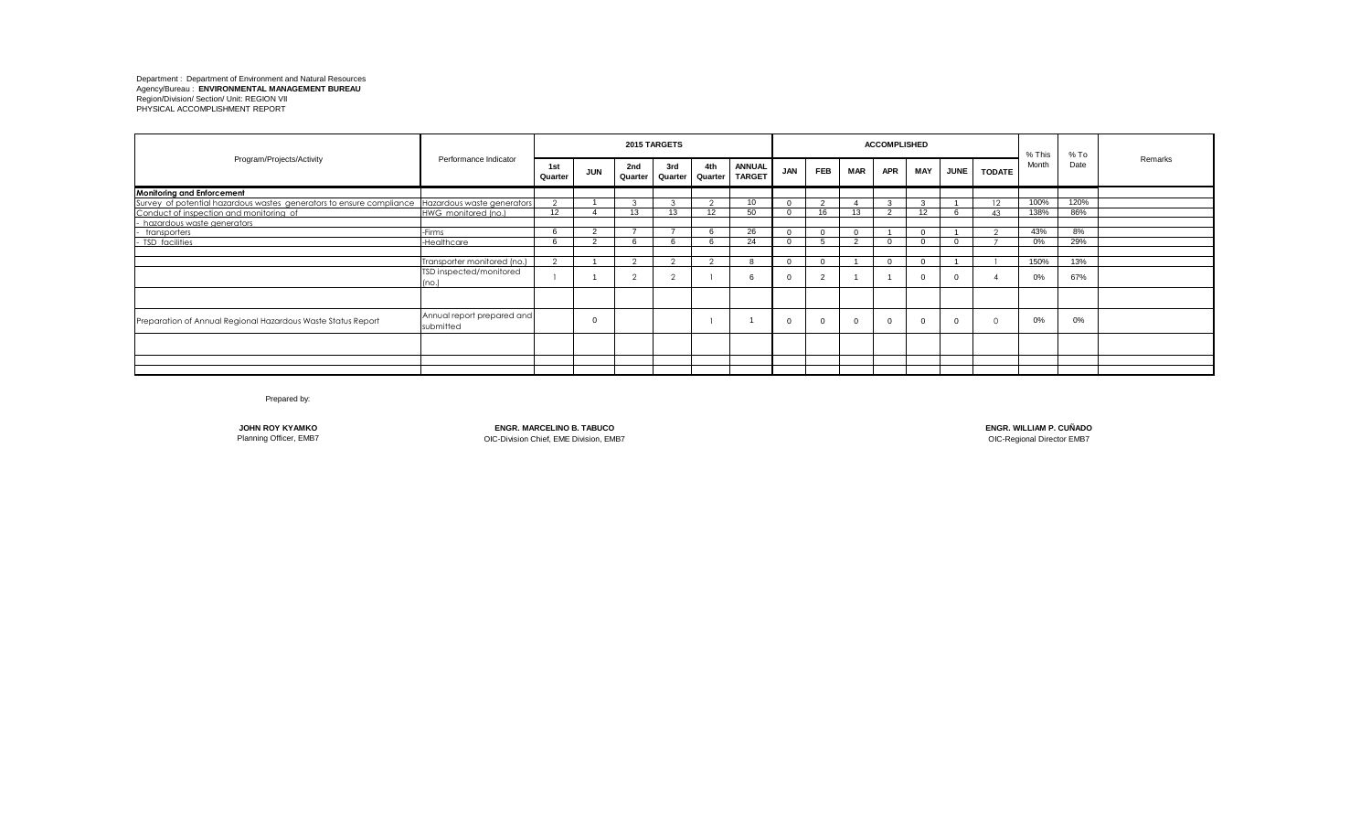Department : Department of Environment and Natural Resources
Agency/Bureau : **ENVIRONMENTAL MANAGEMENT BUREAU**
Region/Division/ Section/ Unit: REGION VII
PHYSICAL ACCOMPLISHMENT REPORT

| Program/Projects/Activity | Performance Indicator | 2015 TARGETS | | | | | | ACCOMPLISHED | | | | | | | % This Month | % To Date | Remarks |
|---|---|---|---|---|---|---|---|---|---|---|---|---|---|---|---|---|---|
| | | 1st Quarter | JUN | 2nd Quarter | 3rd Quarter | 4th Quarter | ANNUAL TARGET | JAN | FEB | MAR | APR | MAY | JUNE | TODATE | | | |
| **Monitoring and Enforcement** | | | | | | | | | | | | | | | | | |
| Survey of potential hazardous wastes generators to ensure compliance | Hazardous waste generators | 2 | 1 | 3 | 3 | 2 | 10 | 0 | 2 | 4 | 3 | 3 | 1 | 12 | 100% | 120% | |
| Conduct of inspection and monitoring of | HWG monitored (no.) | 12 | 4 | 13 | 13 | 12 | 50 | 0 | 16 | 13 | 2 | 12 | 6 | 43 | 138% | 86% | |
| - hazardous waste generators | | | | | | | | | | | | | | | | | |
| - transporters | -Firms | 6 | 2 | 7 | 7 | 6 | 26 | 0 | 0 | 0 | 1 | 0 | 1 | 2 | 43% | 8% | |
| - TSD facilities | -Healthcare | 6 | 2 | 6 | 6 | 6 | 24 | 0 | 5 | 2 | 0 | 0 | 0 | 7 | 0% | 29% | |
| | | | | | | | | | | | | | | | | | |
| | Transporter monitored (no.) | 2 | 1 | 2 | 2 | 2 | 8 | 0 | 0 | 1 | 0 | 0 | 1 | 1 | 150% | 13% | |
| | TSD inspected/monitored (no.) | 1 | 1 | 2 | 2 | 1 | 6 | 0 | 2 | 1 | 1 | 0 | 0 | 4 | 0% | 67% | |
| | | | | | | | | | | | | | | | | | |
| Preparation of Annual Regional Hazardous Waste Status Report | Annual report prepared and submitted | | 0 | | | 1 | 1 | 0 | 0 | 0 | 0 | 0 | 0 | 0 | 0% | 0% | |

Prepared by:

**JOHN ROY KYAMKO**
Planning Officer, EMB7

**ENGR. MARCELINO B. TABUCO**
OIC-Division Chief, EME Division, EMB7

**ENGR. WILLIAM P. CUÑADO**
OIC-Regional Director EMB7